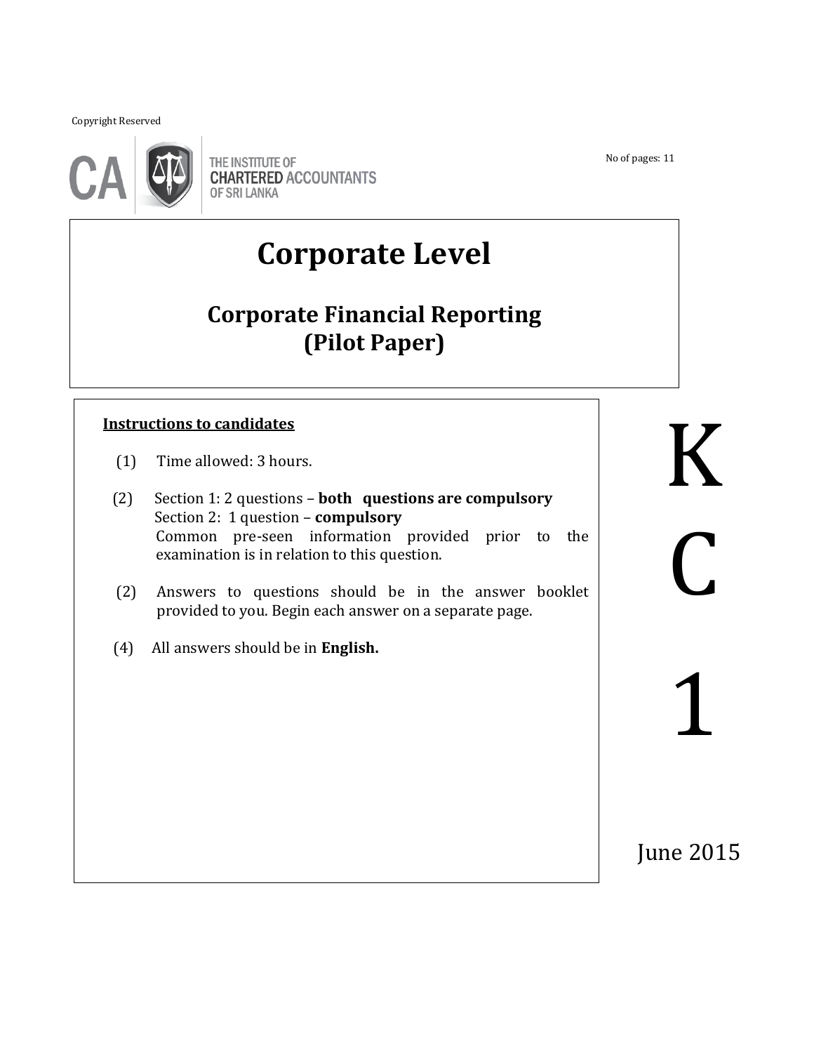Copyright Reserved

THE INSTITUTE OF **CHARTERED** ACCOUNTANTS OF SRI LANKA

No of pages: 11

# Corporate Level

## Corporate Financial Reporting (Pilot Paper)

**Instructions to candidates**

(1) Time allowed: 3 hours.

(2) Section 1: 2 questions – **both questions are compulsory**
Section 2: 1 question – **compulsory**
Common pre-seen information provided prior to the examination is in relation to this question.

(2) Answers to questions should be in the answer booklet provided to you. Begin each answer on a separate page.

(4) All answers should be in **English.**

K

C

1

June 2015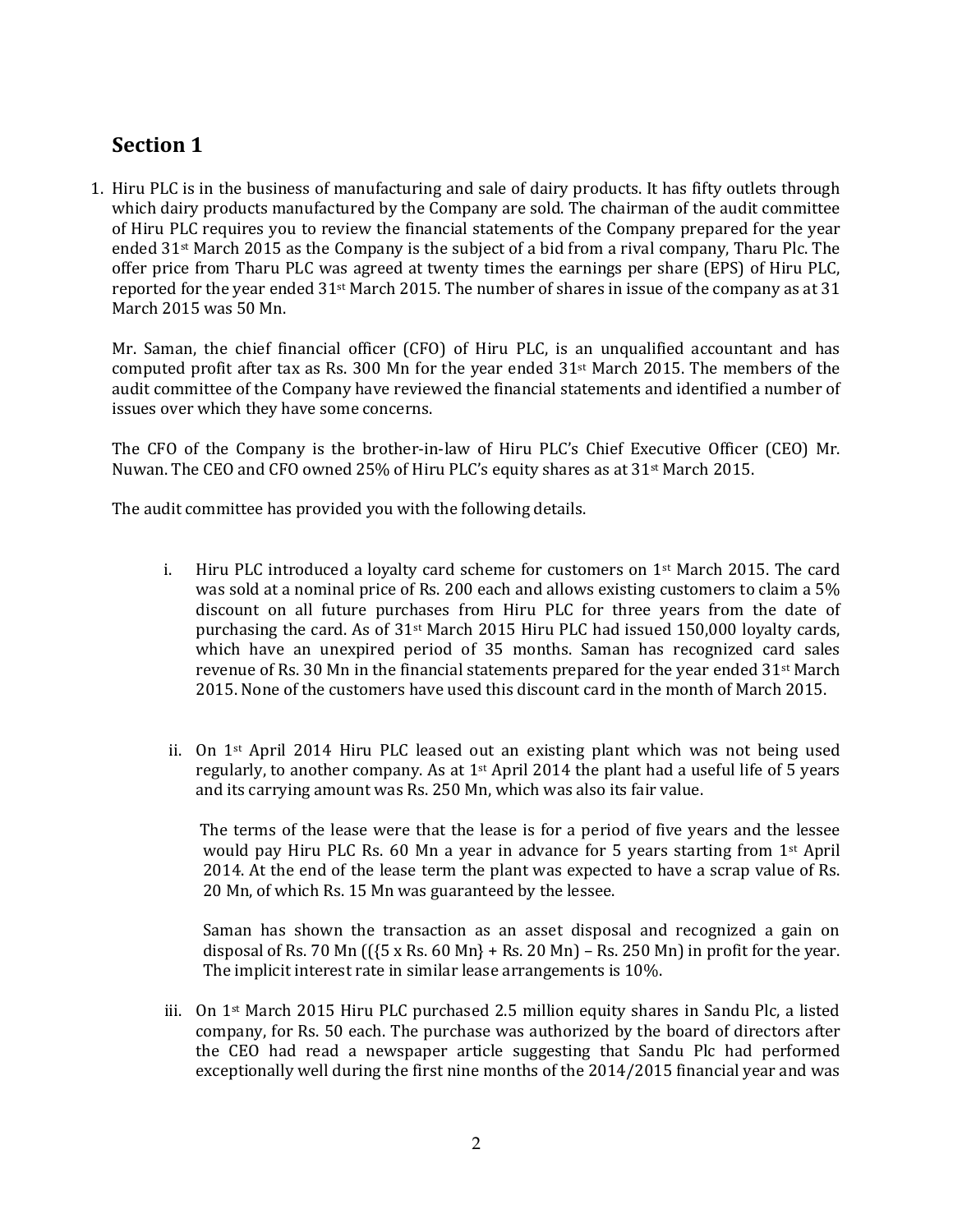## Section 1

1. Hiru PLC is in the business of manufacturing and sale of dairy products. It has fifty outlets through which dairy products manufactured by the Company are sold. The chairman of the audit committee of Hiru PLC requires you to review the financial statements of the Company prepared for the year ended 31st March 2015 as the Company is the subject of a bid from a rival company, Tharu Plc. The offer price from Tharu PLC was agreed at twenty times the earnings per share (EPS) of Hiru PLC, reported for the year ended 31st March 2015. The number of shares in issue of the company as at 31 March 2015 was 50 Mn.

   Mr. Saman, the chief financial officer (CFO) of Hiru PLC, is an unqualified accountant and has computed profit after tax as Rs. 300 Mn for the year ended 31st March 2015. The members of the audit committee of the Company have reviewed the financial statements and identified a number of issues over which they have some concerns.

   The CFO of the Company is the brother-in-law of Hiru PLC's Chief Executive Officer (CEO) Mr. Nuwan. The CEO and CFO owned 25% of Hiru PLC's equity shares as at 31st March 2015.

   The audit committee has provided you with the following details.

   i. Hiru PLC introduced a loyalty card scheme for customers on 1st March 2015. The card was sold at a nominal price of Rs. 200 each and allows existing customers to claim a 5% discount on all future purchases from Hiru PLC for three years from the date of purchasing the card. As of 31st March 2015 Hiru PLC had issued 150,000 loyalty cards, which have an unexpired period of 35 months. Saman has recognized card sales revenue of Rs. 30 Mn in the financial statements prepared for the year ended 31st March 2015. None of the customers have used this discount card in the month of March 2015.

   ii. On 1st April 2014 Hiru PLC leased out an existing plant which was not being used regularly, to another company. As at 1st April 2014 the plant had a useful life of 5 years and its carrying amount was Rs. 250 Mn, which was also its fair value.

      The terms of the lease were that the lease is for a period of five years and the lessee would pay Hiru PLC Rs. 60 Mn a year in advance for 5 years starting from 1st April 2014. At the end of the lease term the plant was expected to have a scrap value of Rs. 20 Mn, of which Rs. 15 Mn was guaranteed by the lessee.

      Saman has shown the transaction as an asset disposal and recognized a gain on disposal of Rs. 70 Mn (({5 x Rs. 60 Mn} + Rs. 20 Mn) – Rs. 250 Mn) in profit for the year. The implicit interest rate in similar lease arrangements is 10%.

   iii. On 1st March 2015 Hiru PLC purchased 2.5 million equity shares in Sandu Plc, a listed company, for Rs. 50 each. The purchase was authorized by the board of directors after the CEO had read a newspaper article suggesting that Sandu Plc had performed exceptionally well during the first nine months of the 2014/2015 financial year and was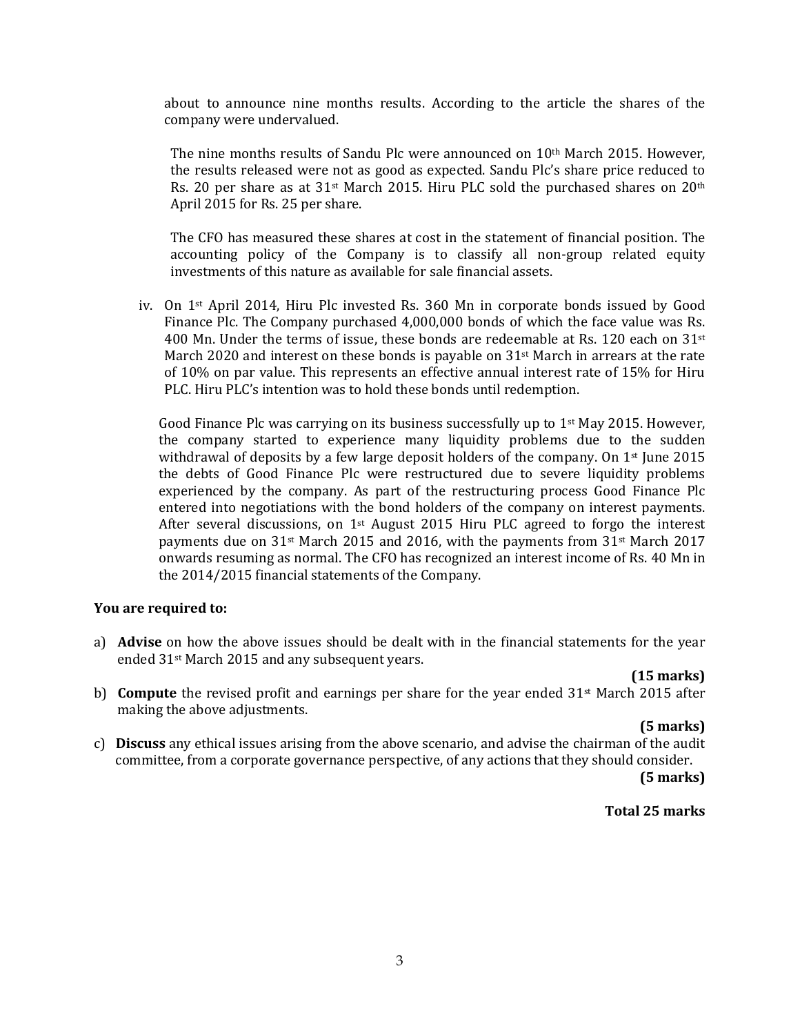about to announce nine months results. According to the article the shares of the company were undervalued.

The nine months results of Sandu Plc were announced on 10th March 2015. However, the results released were not as good as expected. Sandu Plc's share price reduced to Rs. 20 per share as at 31st March 2015. Hiru PLC sold the purchased shares on 20th April 2015 for Rs. 25 per share.

The CFO has measured these shares at cost in the statement of financial position. The accounting policy of the Company is to classify all non-group related equity investments of this nature as available for sale financial assets.

iv. On 1st April 2014, Hiru Plc invested Rs. 360 Mn in corporate bonds issued by Good Finance Plc. The Company purchased 4,000,000 bonds of which the face value was Rs. 400 Mn. Under the terms of issue, these bonds are redeemable at Rs. 120 each on 31st March 2020 and interest on these bonds is payable on 31st March in arrears at the rate of 10% on par value. This represents an effective annual interest rate of 15% for Hiru PLC. Hiru PLC's intention was to hold these bonds until redemption.

Good Finance Plc was carrying on its business successfully up to 1st May 2015. However, the company started to experience many liquidity problems due to the sudden withdrawal of deposits by a few large deposit holders of the company. On 1st June 2015 the debts of Good Finance Plc were restructured due to severe liquidity problems experienced by the company. As part of the restructuring process Good Finance Plc entered into negotiations with the bond holders of the company on interest payments. After several discussions, on 1st August 2015 Hiru PLC agreed to forgo the interest payments due on 31st March 2015 and 2016, with the payments from 31st March 2017 onwards resuming as normal. The CFO has recognized an interest income of Rs. 40 Mn in the 2014/2015 financial statements of the Company.

**You are required to:**

a) **Advise** on how the above issues should be dealt with in the financial statements for the year ended 31st March 2015 and any subsequent years.

**(15 marks)**

b) **Compute** the revised profit and earnings per share for the year ended 31st March 2015 after making the above adjustments.

**(5 marks)**

c) **Discuss** any ethical issues arising from the above scenario, and advise the chairman of the audit committee, from a corporate governance perspective, of any actions that they should consider.

**(5 marks)**

**Total 25 marks**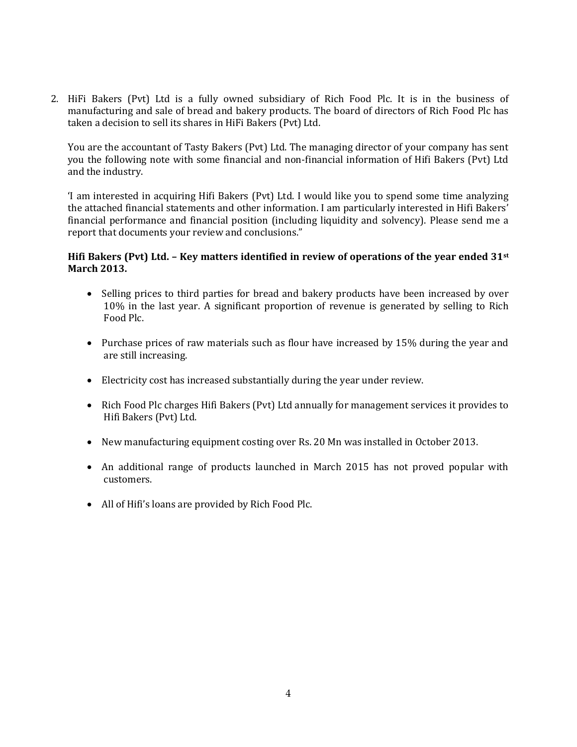2. HiFi Bakers (Pvt) Ltd is a fully owned subsidiary of Rich Food Plc. It is in the business of manufacturing and sale of bread and bakery products. The board of directors of Rich Food Plc has taken a decision to sell its shares in HiFi Bakers (Pvt) Ltd.

   You are the accountant of Tasty Bakers (Pvt) Ltd. The managing director of your company has sent you the following note with some financial and non-financial information of Hifi Bakers (Pvt) Ltd and the industry.

   'I am interested in acquiring Hifi Bakers (Pvt) Ltd. I would like you to spend some time analyzing the attached financial statements and other information. I am particularly interested in Hifi Bakers' financial performance and financial position (including liquidity and solvency). Please send me a report that documents your review and conclusions."

   **Hifi Bakers (Pvt) Ltd. – Key matters identified in review of operations of the year ended 31st March 2013.**

   - Selling prices to third parties for bread and bakery products have been increased by over 10% in the last year. A significant proportion of revenue is generated by selling to Rich Food Plc.
   - Purchase prices of raw materials such as flour have increased by 15% during the year and are still increasing.
   - Electricity cost has increased substantially during the year under review.
   - Rich Food Plc charges Hifi Bakers (Pvt) Ltd annually for management services it provides to Hifi Bakers (Pvt) Ltd.
   - New manufacturing equipment costing over Rs. 20 Mn was installed in October 2013.
   - An additional range of products launched in March 2015 has not proved popular with customers.
   - All of Hifi's loans are provided by Rich Food Plc.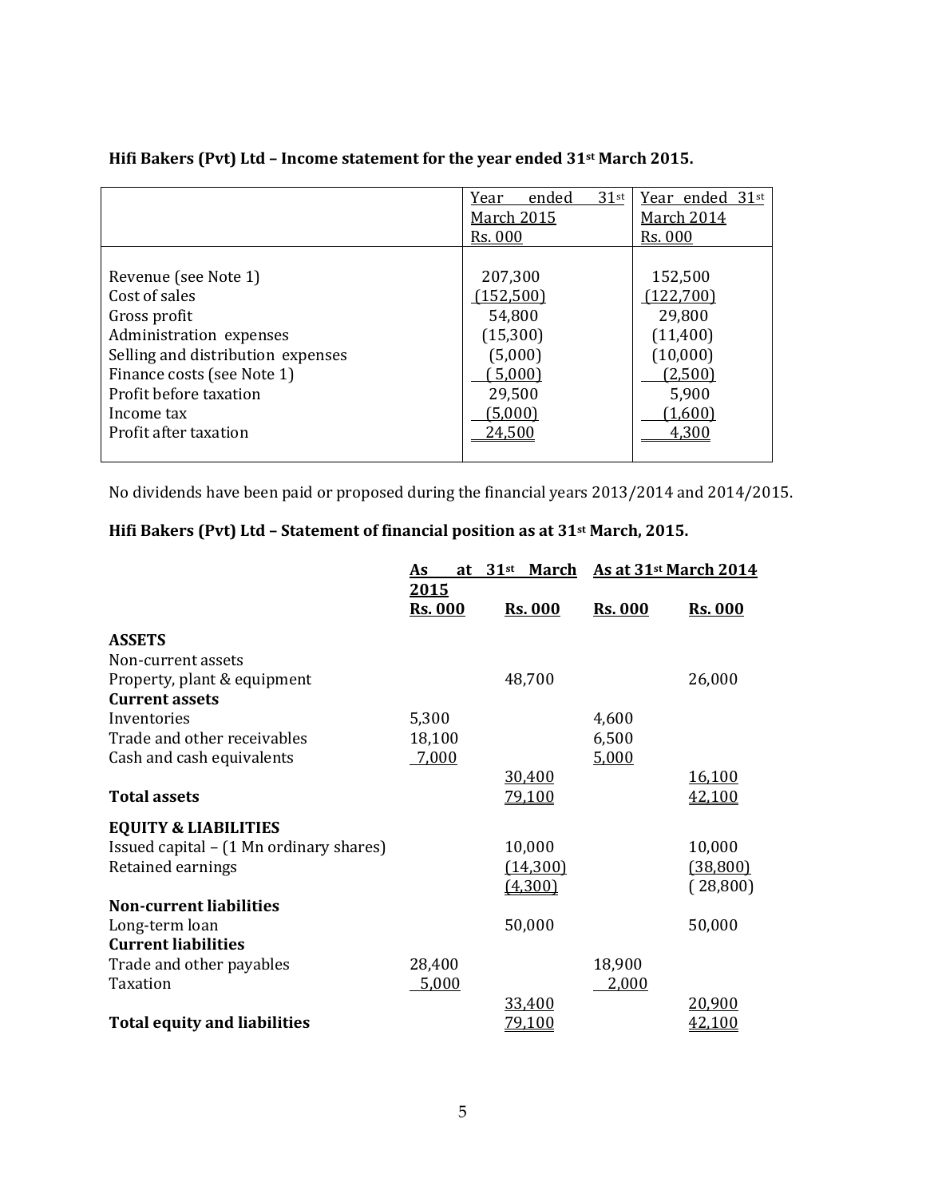**Hifi Bakers (Pvt) Ltd – Income statement for the year ended 31st March 2015.**

| | Year ended 31st March 2015 Rs. 000 | Year ended 31st March 2014 Rs. 000 |
|---|---|---|
| Revenue (see Note 1) | 207,300 | 152,500 |
| Cost of sales | (152,500) | (122,700) |
| Gross profit | 54,800 | 29,800 |
| Administration expenses | (15,300) | (11,400) |
| Selling and distribution expenses | (5,000) | (10,000) |
| Finance costs (see Note 1) | (5,000) | (2,500) |
| Profit before taxation | 29,500 | 5,900 |
| Income tax | (5,000) | (1,600) |
| Profit after taxation | 24,500 | 4,300 |

No dividends have been paid or proposed during the financial years 2013/2014 and 2014/2015.

**Hifi Bakers (Pvt) Ltd – Statement of financial position as at 31st March, 2015.**

| | As at 31st March 2015 | | As at 31st March 2014 | |
|---|---|---|---|---|
| | **Rs. 000** | **Rs. 000** | **Rs. 000** | **Rs. 000** |
| **ASSETS** | | | | |
| Non-current assets | | | | |
| Property, plant & equipment | | 48,700 | | 26,000 |
| **Current assets** | | | | |
| Inventories | 5,300 | | 4,600 | |
| Trade and other receivables | 18,100 | | 6,500 | |
| Cash and cash equivalents | 7,000 | | 5,000 | |
| | | 30,400 | | 16,100 |
| **Total assets** | | 79,100 | | 42,100 |
| **EQUITY & LIABILITIES** | | | | |
| Issued capital – (1 Mn ordinary shares) | | 10,000 | | 10,000 |
| Retained earnings | | (14,300) | | (38,800) |
| | | (4,300) | | (28,800) |
| **Non-current liabilities** | | | | |
| Long-term loan | | 50,000 | | 50,000 |
| **Current liabilities** | | | | |
| Trade and other payables | 28,400 | | 18,900 | |
| Taxation | 5,000 | | 2,000 | |
| | | 33,400 | | 20,900 |
| **Total equity and liabilities** | | 79,100 | | 42,100 |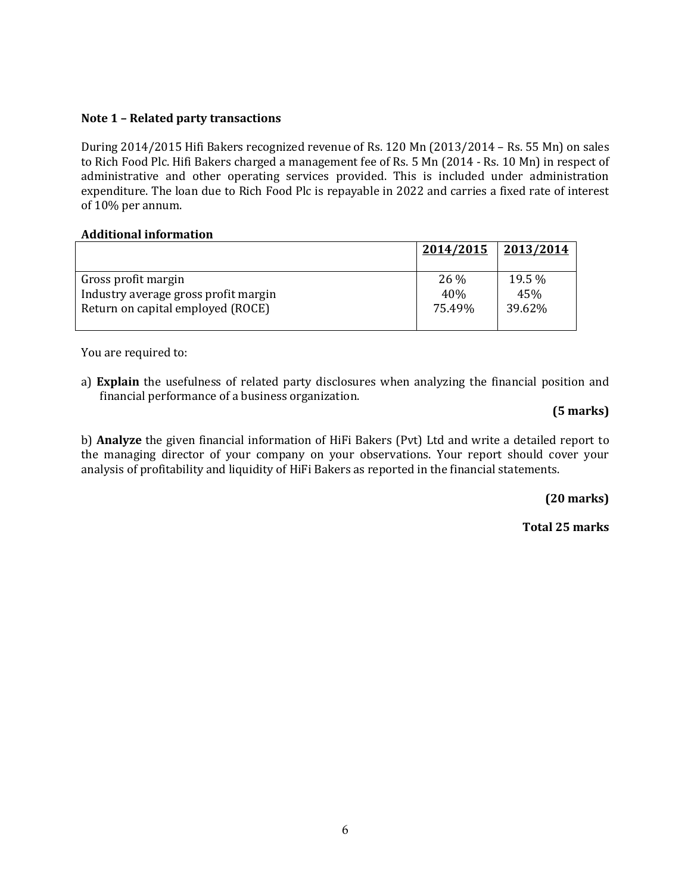**Note 1 – Related party transactions**

During 2014/2015 Hifi Bakers recognized revenue of Rs. 120 Mn (2013/2014 – Rs. 55 Mn) on sales to Rich Food Plc. Hifi Bakers charged a management fee of Rs. 5 Mn (2014 - Rs. 10 Mn) in respect of administrative and other operating services provided. This is included under administration expenditure. The loan due to Rich Food Plc is repayable in 2022 and carries a fixed rate of interest of 10% per annum.

**Additional information**

| | 2014/2015 | 2013/2014 |
|---|---|---|
| Gross profit margin | 26 % | 19.5 % |
| Industry average gross profit margin | 40% | 45% |
| Return on capital employed (ROCE) | 75.49% | 39.62% |

You are required to:

a) **Explain** the usefulness of related party disclosures when analyzing the financial position and financial performance of a business organization.

**(5 marks)**

b) **Analyze** the given financial information of HiFi Bakers (Pvt) Ltd and write a detailed report to the managing director of your company on your observations. Your report should cover your analysis of profitability and liquidity of HiFi Bakers as reported in the financial statements.

**(20 marks)**

**Total 25 marks**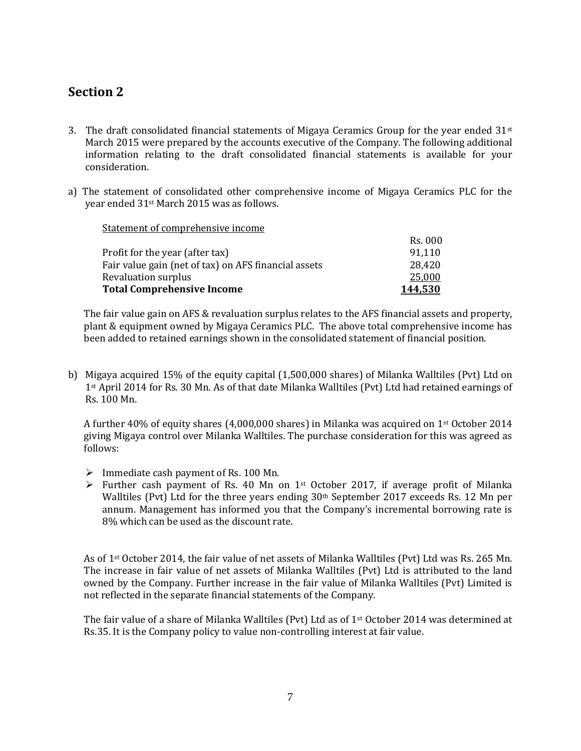## Section 2

3. The draft consolidated financial statements of Migaya Ceramics Group for the year ended 31st March 2015 were prepared by the accounts executive of the Company. The following additional information relating to the draft consolidated financial statements is available for your consideration.

a) The statement of consolidated other comprehensive income of Migaya Ceramics PLC for the year ended 31st March 2015 was as follows.

| Statement of comprehensive income | |
|---|---|
| | Rs. 000 |
| Profit for the year (after tax) | 91,110 |
| Fair value gain (net of tax) on AFS financial assets | 28,420 |
| Revaluation surplus | 25,000 |
| **Total Comprehensive Income** | **144,530** |

The fair value gain on AFS & revaluation surplus relates to the AFS financial assets and property, plant & equipment owned by Migaya Ceramics PLC. The above total comprehensive income has been added to retained earnings shown in the consolidated statement of financial position.

b) Migaya acquired 15% of the equity capital (1,500,000 shares) of Milanka Walltiles (Pvt) Ltd on 1st April 2014 for Rs. 30 Mn. As of that date Milanka Walltiles (Pvt) Ltd had retained earnings of Rs. 100 Mn.

A further 40% of equity shares (4,000,000 shares) in Milanka was acquired on 1st October 2014 giving Migaya control over Milanka Walltiles. The purchase consideration for this was agreed as follows:

- Immediate cash payment of Rs. 100 Mn.
- Further cash payment of Rs. 40 Mn on 1st October 2017, if average profit of Milanka Walltiles (Pvt) Ltd for the three years ending 30th September 2017 exceeds Rs. 12 Mn per annum. Management has informed you that the Company's incremental borrowing rate is 8% which can be used as the discount rate.

As of 1st October 2014, the fair value of net assets of Milanka Walltiles (Pvt) Ltd was Rs. 265 Mn. The increase in fair value of net assets of Milanka Walltiles (Pvt) Ltd is attributed to the land owned by the Company. Further increase in the fair value of Milanka Walltiles (Pvt) Limited is not reflected in the separate financial statements of the Company.

The fair value of a share of Milanka Walltiles (Pvt) Ltd as of 1st October 2014 was determined at Rs.35. It is the Company policy to value non-controlling interest at fair value.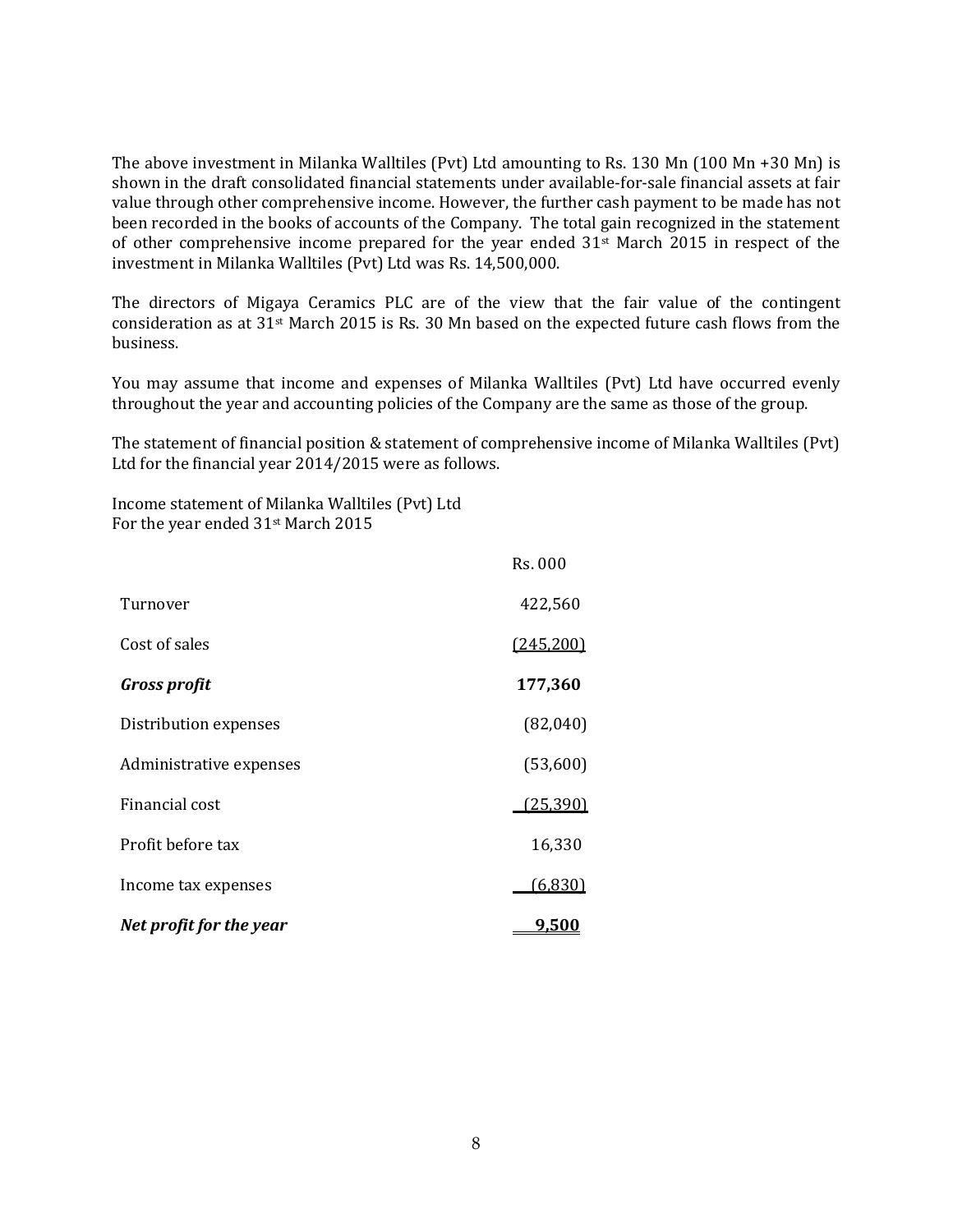The above investment in Milanka Walltiles (Pvt) Ltd amounting to Rs. 130 Mn (100 Mn +30 Mn) is shown in the draft consolidated financial statements under available-for-sale financial assets at fair value through other comprehensive income. However, the further cash payment to be made has not been recorded in the books of accounts of the Company. The total gain recognized in the statement of other comprehensive income prepared for the year ended 31st March 2015 in respect of the investment in Milanka Walltiles (Pvt) Ltd was Rs. 14,500,000.

The directors of Migaya Ceramics PLC are of the view that the fair value of the contingent consideration as at 31st March 2015 is Rs. 30 Mn based on the expected future cash flows from the business.

You may assume that income and expenses of Milanka Walltiles (Pvt) Ltd have occurred evenly throughout the year and accounting policies of the Company are the same as those of the group.

The statement of financial position & statement of comprehensive income of Milanka Walltiles (Pvt) Ltd for the financial year 2014/2015 were as follows.

Income statement of Milanka Walltiles (Pvt) Ltd
For the year ended 31st March 2015

| | Rs. 000 |
|---|---|
| Turnover | 422,560 |
| Cost of sales | (245,200) |
| ***Gross profit*** | **177,360** |
| Distribution expenses | (82,040) |
| Administrative expenses | (53,600) |
| Financial cost | (25,390) |
| Profit before tax | 16,330 |
| Income tax expenses | (6,830) |
| ***Net profit for the year*** | **9,500** |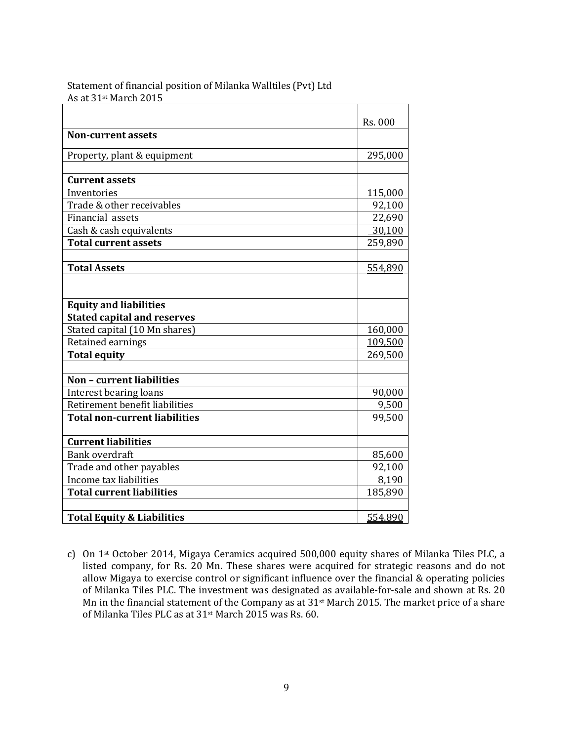Statement of financial position of Milanka Walltiles (Pvt) Ltd
As at 31st March 2015

| | Rs. 000 |
|---|---|
| **Non-current assets** | |
| Property, plant & equipment | 295,000 |
| | |
| **Current assets** | |
| Inventories | 115,000 |
| Trade & other receivables | 92,100 |
| Financial assets | 22,690 |
| Cash & cash equivalents | 30,100 |
| **Total current assets** | 259,890 |
| | |
| **Total Assets** | 554,890 |
| | |
| **Equity and liabilities** | |
| **Stated capital and reserves** | |
| Stated capital (10 Mn shares) | 160,000 |
| Retained earnings | 109,500 |
| **Total equity** | 269,500 |
| | |
| **Non – current liabilities** | |
| Interest bearing loans | 90,000 |
| Retirement benefit liabilities | 9,500 |
| **Total non-current liabilities** | 99,500 |
| | |
| **Current liabilities** | |
| Bank overdraft | 85,600 |
| Trade and other payables | 92,100 |
| Income tax liabilities | 8,190 |
| **Total current liabilities** | 185,890 |
| | |
| **Total Equity & Liabilities** | 554,890 |

c) On 1st October 2014, Migaya Ceramics acquired 500,000 equity shares of Milanka Tiles PLC, a listed company, for Rs. 20 Mn. These shares were acquired for strategic reasons and do not allow Migaya to exercise control or significant influence over the financial & operating policies of Milanka Tiles PLC. The investment was designated as available-for-sale and shown at Rs. 20 Mn in the financial statement of the Company as at 31st March 2015. The market price of a share of Milanka Tiles PLC as at 31st March 2015 was Rs. 60.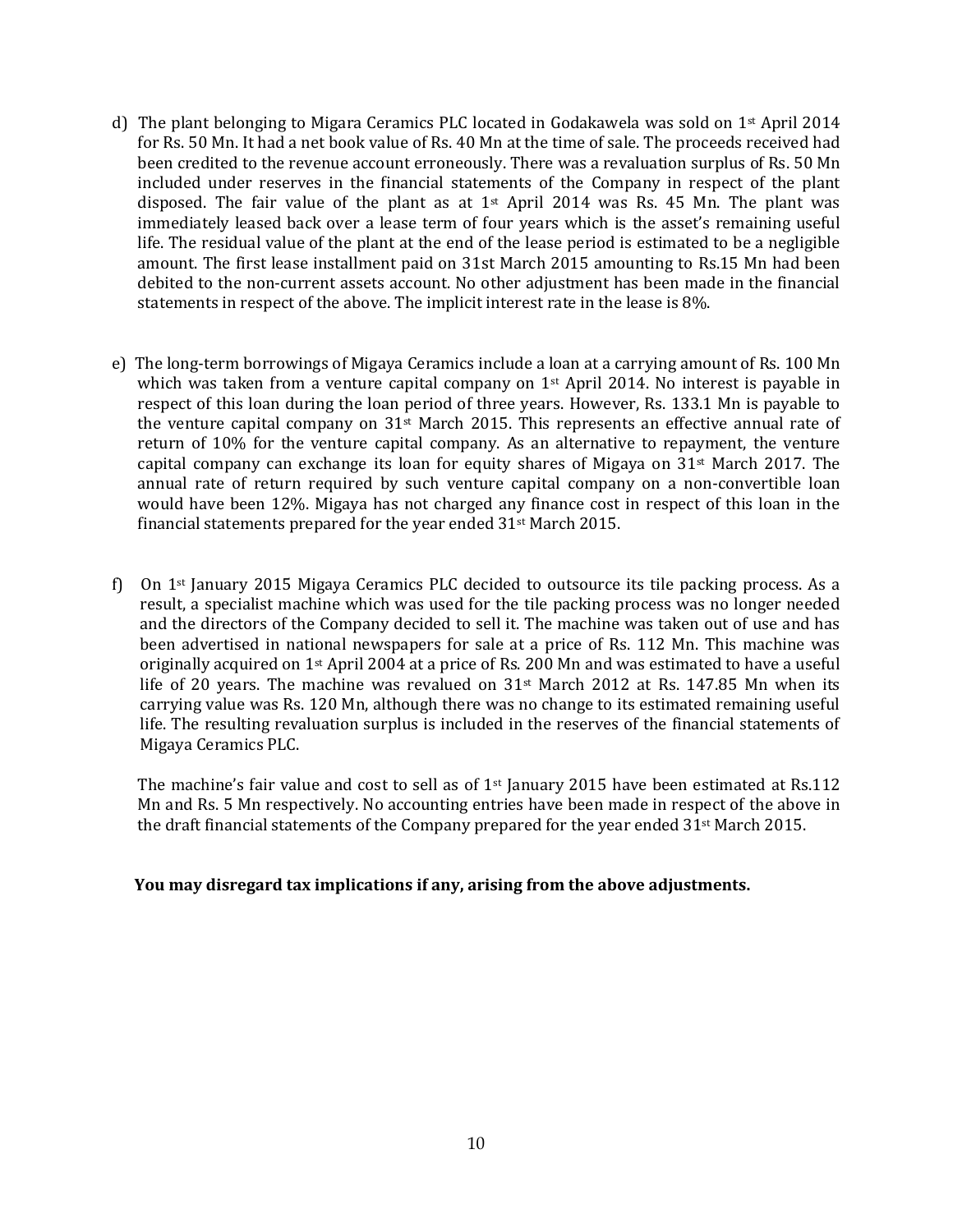d) The plant belonging to Migara Ceramics PLC located in Godakawela was sold on 1st April 2014 for Rs. 50 Mn. It had a net book value of Rs. 40 Mn at the time of sale. The proceeds received had been credited to the revenue account erroneously. There was a revaluation surplus of Rs. 50 Mn included under reserves in the financial statements of the Company in respect of the plant disposed. The fair value of the plant as at 1st April 2014 was Rs. 45 Mn. The plant was immediately leased back over a lease term of four years which is the asset's remaining useful life. The residual value of the plant at the end of the lease period is estimated to be a negligible amount. The first lease installment paid on 31st March 2015 amounting to Rs.15 Mn had been debited to the non-current assets account. No other adjustment has been made in the financial statements in respect of the above. The implicit interest rate in the lease is 8%.

e) The long-term borrowings of Migaya Ceramics include a loan at a carrying amount of Rs. 100 Mn which was taken from a venture capital company on 1st April 2014. No interest is payable in respect of this loan during the loan period of three years. However, Rs. 133.1 Mn is payable to the venture capital company on 31st March 2015. This represents an effective annual rate of return of 10% for the venture capital company. As an alternative to repayment, the venture capital company can exchange its loan for equity shares of Migaya on 31st March 2017. The annual rate of return required by such venture capital company on a non-convertible loan would have been 12%. Migaya has not charged any finance cost in respect of this loan in the financial statements prepared for the year ended 31st March 2015.

f) On 1st January 2015 Migaya Ceramics PLC decided to outsource its tile packing process. As a result, a specialist machine which was used for the tile packing process was no longer needed and the directors of the Company decided to sell it. The machine was taken out of use and has been advertised in national newspapers for sale at a price of Rs. 112 Mn. This machine was originally acquired on 1st April 2004 at a price of Rs. 200 Mn and was estimated to have a useful life of 20 years. The machine was revalued on 31st March 2012 at Rs. 147.85 Mn when its carrying value was Rs. 120 Mn, although there was no change to its estimated remaining useful life. The resulting revaluation surplus is included in the reserves of the financial statements of Migaya Ceramics PLC.

The machine's fair value and cost to sell as of 1st January 2015 have been estimated at Rs.112 Mn and Rs. 5 Mn respectively. No accounting entries have been made in respect of the above in the draft financial statements of the Company prepared for the year ended 31st March 2015.

**You may disregard tax implications if any, arising from the above adjustments.**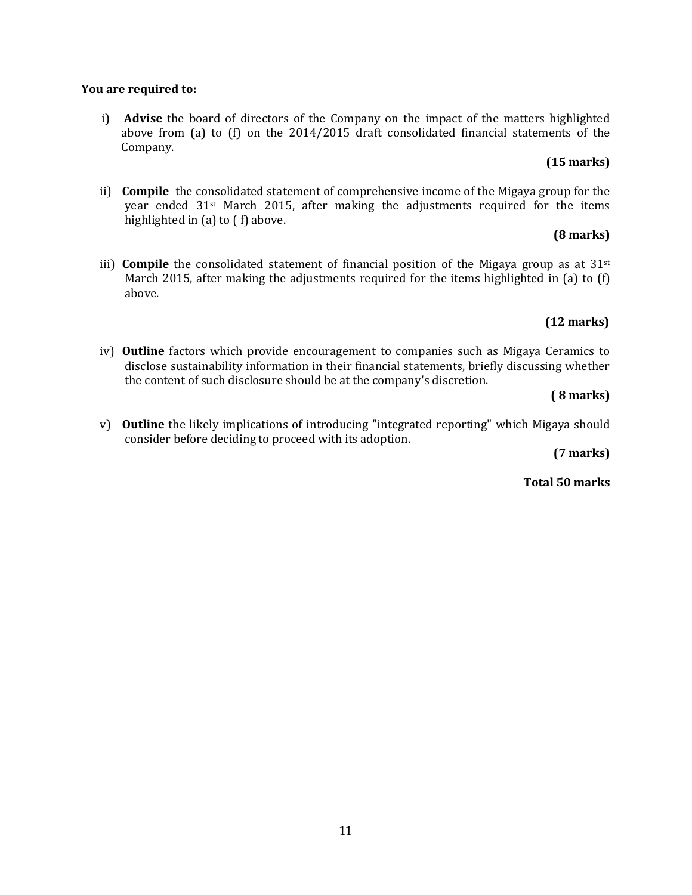**You are required to:**

i) **Advise** the board of directors of the Company on the impact of the matters highlighted above from (a) to (f) on the 2014/2015 draft consolidated financial statements of the Company.

**(15 marks)**

ii) **Compile** the consolidated statement of comprehensive income of the Migaya group for the year ended 31st March 2015, after making the adjustments required for the items highlighted in (a) to ( f) above.

**(8 marks)**

iii) **Compile** the consolidated statement of financial position of the Migaya group as at 31st March 2015, after making the adjustments required for the items highlighted in (a) to (f) above.

**(12 marks)**

iv) **Outline** factors which provide encouragement to companies such as Migaya Ceramics to disclose sustainability information in their financial statements, briefly discussing whether the content of such disclosure should be at the company's discretion.

**( 8 marks)**

v) **Outline** the likely implications of introducing "integrated reporting" which Migaya should consider before deciding to proceed with its adoption.

**(7 marks)**

**Total 50 marks**